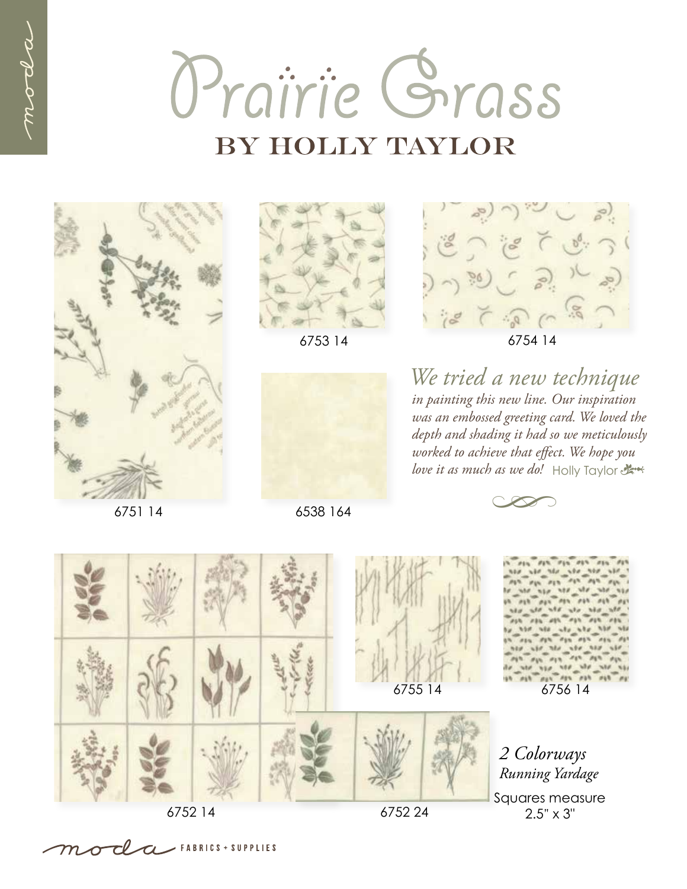# Prairie Grass

## BY HOLLY TAYLOR

6753 14

6754 14

*We tried a new technique in painting this new line. Our inspiration was an embossed greeting card. We loved the depth and shading it had so we meticulously worked to achieve that effect. We hope you love it as much as we do!* Holly Taylor

6751 14

6538 164

6755 14

6756 14

*2 Colorways*

*Running Yardage*

Squares measure 2.5" x 3"

6752 14

6752 24

moda FABRICS + SUPPLIES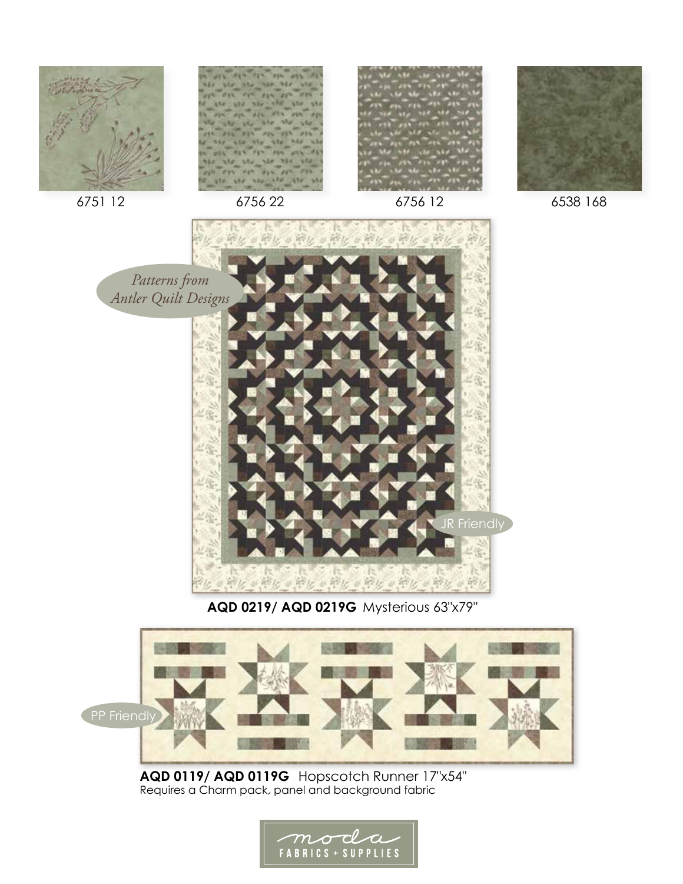6751 12

6756 22

6756 12

6538 168

*Patterns from Antler Quilt Designs*

JR Friendly

**AQD 0219/ AQD 0219G** Mysterious 63"x79"

PP Friendly

**AQD 0119/ AQD 0119G** Hopscotch Runner 17"x54"
Requires a Charm pack, panel and background fabric

moda FABRICS + SUPPLIES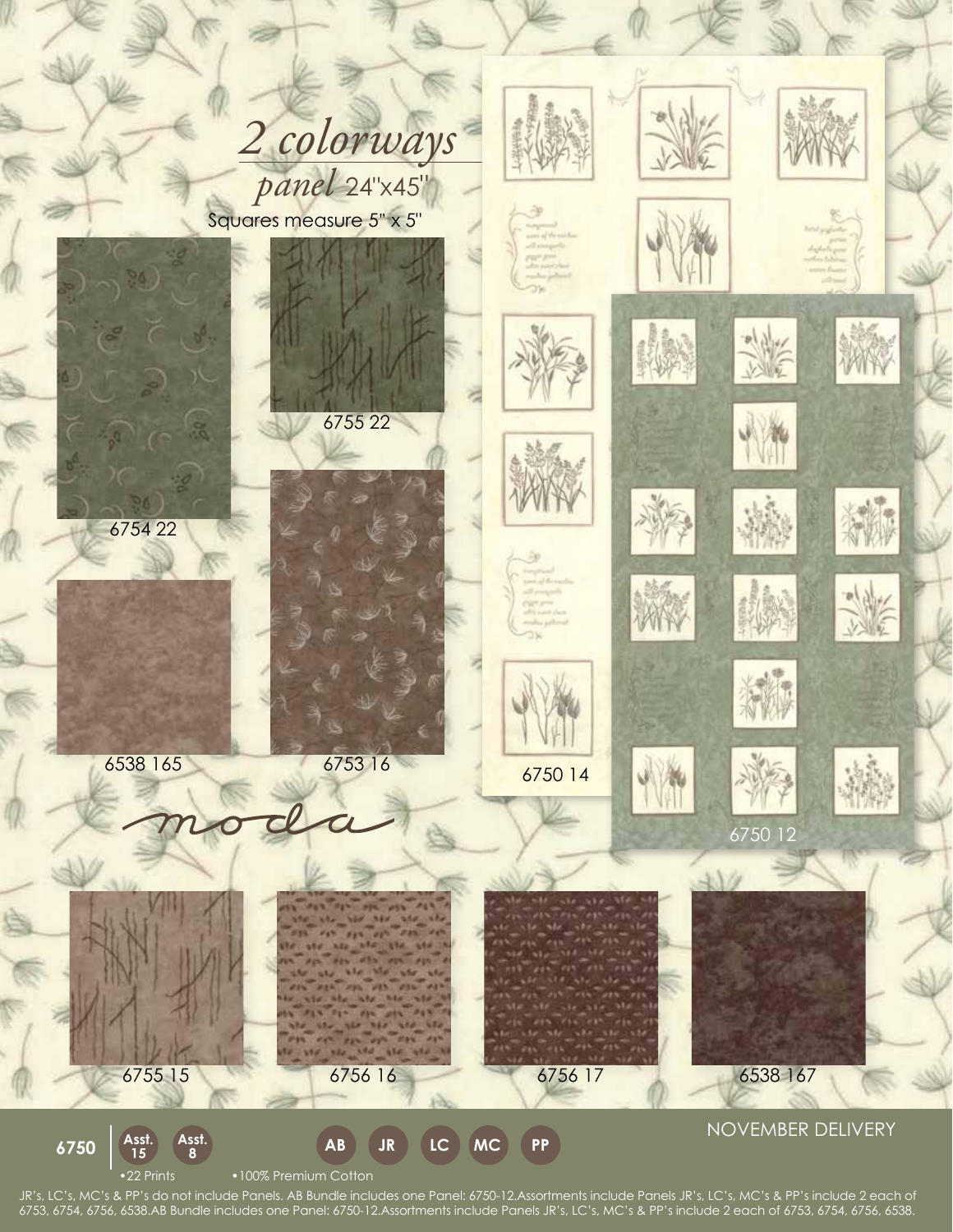## *2 colorways*

*panel* 24"x45"

Squares measure 5" x 5"

6754 22

6755 22

6538 165

6753 16

6750 14

6750 12

moda

6755 15

6756 16

6756 17

6538 167

6750 | Asst. 15 | Asst. 8 | AB | JR | LC | MC | PP

NOVEMBER DELIVERY

•22 Prints •100% Premium Cotton

JR's, LC's, MC's & PP's do not include Panels. AB Bundle includes one Panel: 6750-12.Assortments include Panels JR's, LC's, MC's & PP's include 2 each of 6753, 6754, 6756, 6538.AB Bundle includes one Panel: 6750-12.Assortments include Panels JR's, LC's, MC's & PP's include 2 each of 6753, 6754, 6756, 6538.